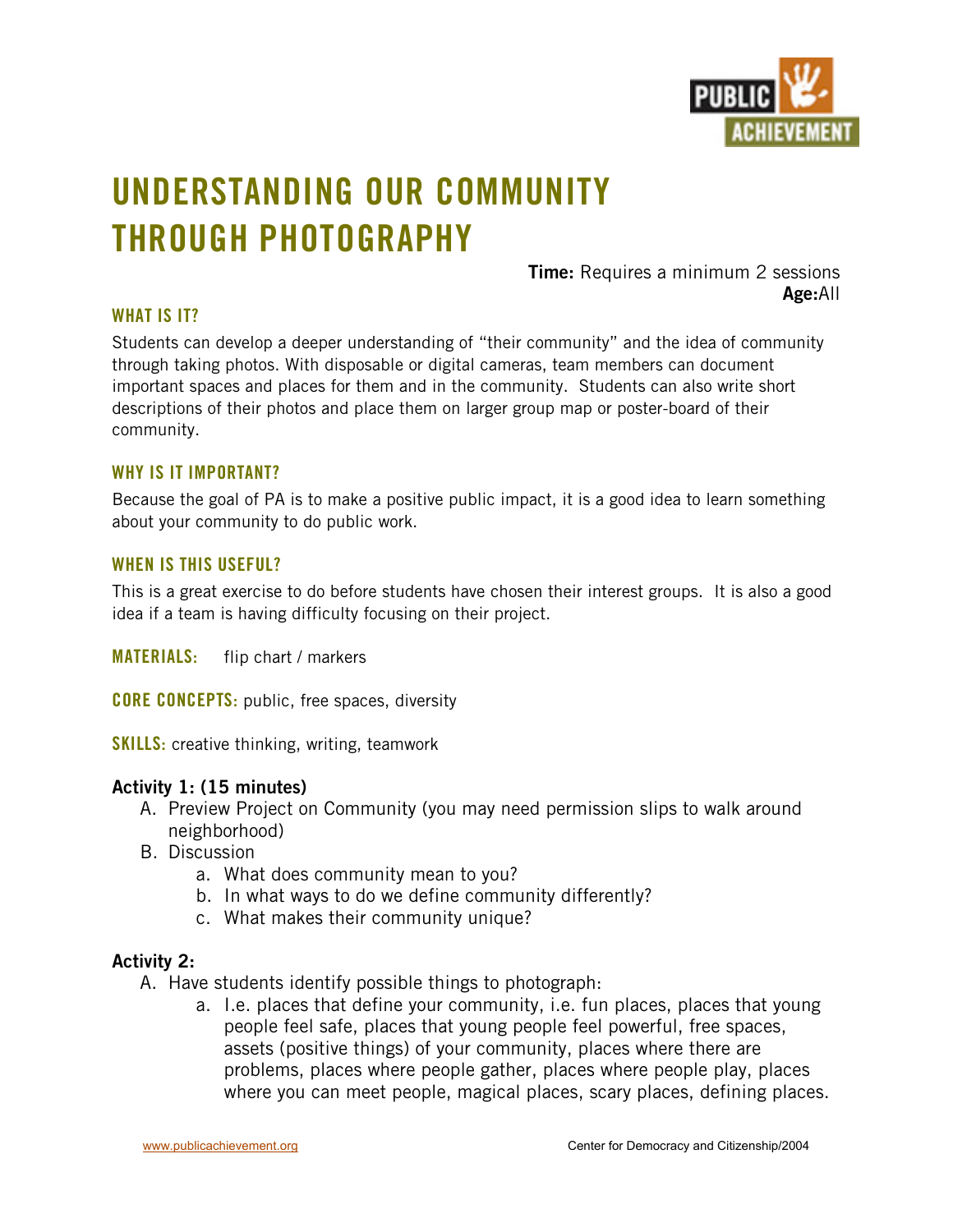# UNDERSTANDING OUR COMMUNITY THROUGH PHOTOGRAPHY

**Time:** Requires a minimum 2 sessions
**Age:** All

## WHAT IS IT?

Students can develop a deeper understanding of "their community" and the idea of community through taking photos. With disposable or digital cameras, team members can document important spaces and places for them and in the community. Students can also write short descriptions of their photos and place them on larger group map or poster-board of their community.

## WHY IS IT IMPORTANT?

Because the goal of PA is to make a positive public impact, it is a good idea to learn something about your community to do public work.

## WHEN IS THIS USEFUL?

This is a great exercise to do before students have chosen their interest groups. It is also a good idea if a team is having difficulty focusing on their project.

**MATERIALS:** flip chart / markers

**CORE CONCEPTS:** public, free spaces, diversity

**SKILLS:** creative thinking, writing, teamwork

**Activity 1: (15 minutes)**

A. Preview Project on Community (you may need permission slips to walk around neighborhood)
B. Discussion
   a. What does community mean to you?
   b. In what ways to do we define community differently?
   c. What makes their community unique?

**Activity 2:**

A. Have students identify possible things to photograph:
   a. I.e. places that define your community, i.e. fun places, places that young people feel safe, places that young people feel powerful, free spaces, assets (positive things) of your community, places where there are problems, places where people gather, places where people play, places where you can meet people, magical places, scary places, defining places.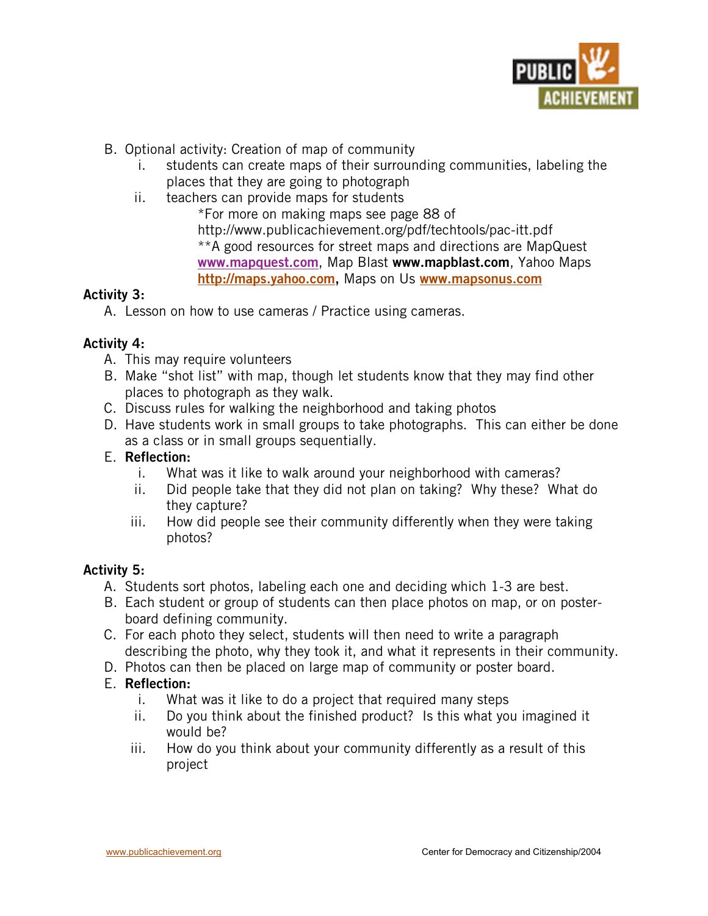B. Optional activity: Creation of map of community
   i. students can create maps of their surrounding communities, labeling the places that they are going to photograph
   ii. teachers can provide maps for students
      *For more on making maps see page 88 of http://www.publicachievement.org/pdf/techtools/pac-itt.pdf
      **A good resources for street maps and directions are MapQuest www.mapquest.com, Map Blast **www.mapblast.com**, Yahoo Maps **http://maps.yahoo.com,** Maps on Us www.mapsonus.com

**Activity 3:**

A. Lesson on how to use cameras / Practice using cameras.

**Activity 4:**

A. This may require volunteers
B. Make "shot list" with map, though let students know that they may find other places to photograph as they walk.
C. Discuss rules for walking the neighborhood and taking photos
D. Have students work in small groups to take photographs. This can either be done as a class or in small groups sequentially.
E. **Reflection:**
   i. What was it like to walk around your neighborhood with cameras?
   ii. Did people take that they did not plan on taking? Why these? What do they capture?
   iii. How did people see their community differently when they were taking photos?

**Activity 5:**

A. Students sort photos, labeling each one and deciding which 1-3 are best.
B. Each student or group of students can then place photos on map, or on poster-board defining community.
C. For each photo they select, students will then need to write a paragraph describing the photo, why they took it, and what it represents in their community.
D. Photos can then be placed on large map of community or poster board.
E. **Reflection:**
   i. What was it like to do a project that required many steps
   ii. Do you think about the finished product? Is this what you imagined it would be?
   iii. How do you think about your community differently as a result of this project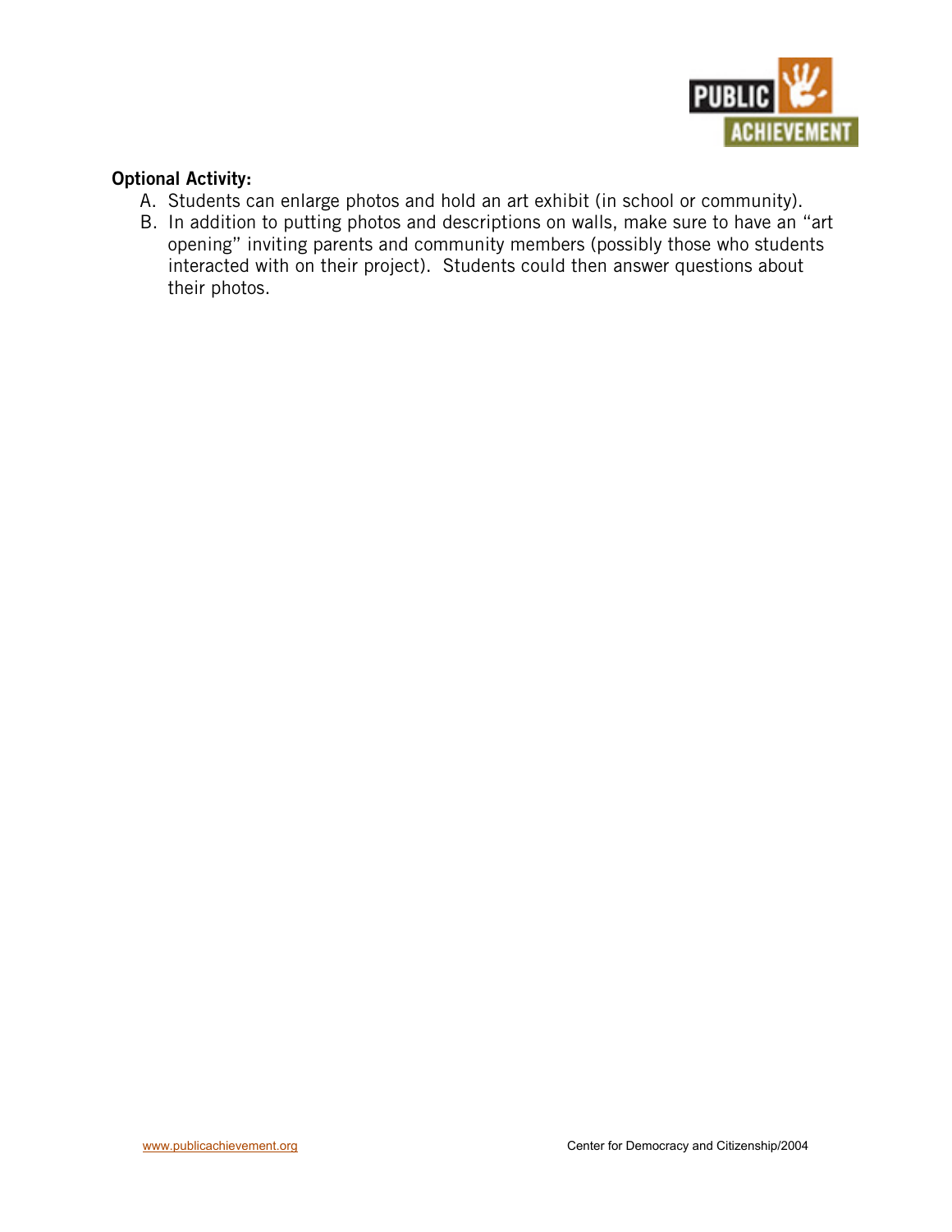**Optional Activity:**

A. Students can enlarge photos and hold an art exhibit (in school or community).

B. In addition to putting photos and descriptions on walls, make sure to have an "art opening" inviting parents and community members (possibly those who students interacted with on their project). Students could then answer questions about their photos.